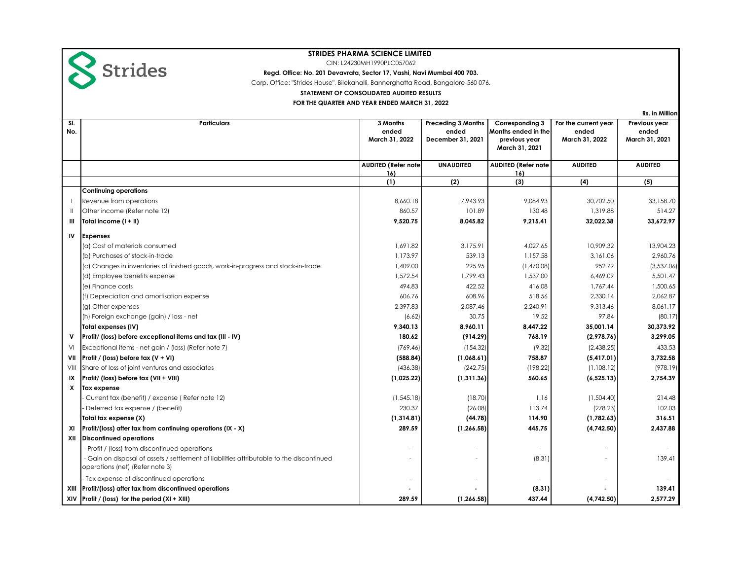# STRIDES PHARMA SCIENCE LIMITED

CIN: L24230MH1990PLC057062

**Regd. Office: No. 201 Devavrata, Sector 17, Vashi, Navi Mumbai 400 703.**

Corp. Office: "Strides House", Bilekahalli, Bannerghatta Road, Bangalore-560 076.

**STATEMENT OF CONSOLIDATED AUDITED RESULTS**

**FOR THE QUARTER AND YEAR ENDED MARCH 31, 2022**

**Rs. in Million**

| Sl. No. | Particulars | 3 Months ended March 31, 2022 | Preceding 3 Months ended December 31, 2021 | Corresponding 3 Months ended in the previous year March 31, 2021 | For the current year ended March 31, 2022 | Previous year ended March 31, 2021 |
|---|---|---|---|---|---|---|
| | | AUDITED (Refer note 16) | UNAUDITED | AUDITED (Refer note 16) | AUDITED | AUDITED |
| | | (1) | (2) | (3) | (4) | (5) |
| | **Continuing operations** | | | | | |
| I | Revenue from operations | 8,660.18 | 7,943.93 | 9,084.93 | 30,702.50 | 33,158.70 |
| II | Other income (Refer note 12) | 860.57 | 101.89 | 130.48 | 1,319.88 | 514.27 |
| **III** | **Total income (I + II)** | **9,520.75** | **8,045.82** | **9,215.41** | **32,022.38** | **33,672.97** |
| **IV** | **Expenses** | | | | | |
| | (a) Cost of materials consumed | 1,691.82 | 3,175.91 | 4,027.65 | 10,909.32 | 13,904.23 |
| | (b) Purchases of stock-in-trade | 1,173.97 | 539.13 | 1,157.58 | 3,161.06 | 2,960.76 |
| | (c) Changes in inventories of finished goods, work-in-progress and stock-in-trade | 1,409.00 | 295.95 | (1,470.08) | 952.79 | (3,537.06) |
| | (d) Employee benefits expense | 1,572.54 | 1,799.43 | 1,537.00 | 6,469.09 | 5,501.47 |
| | (e) Finance costs | 494.83 | 422.52 | 416.08 | 1,767.44 | 1,500.65 |
| | (f) Depreciation and amortisation expense | 606.76 | 608.96 | 518.56 | 2,330.14 | 2,062.87 |
| | (g) Other expenses | 2,397.83 | 2,087.46 | 2,240.91 | 9,313.46 | 8,061.17 |
| | (h) Foreign exchange (gain) / loss - net | (6.62) | 30.75 | 19.52 | 97.84 | (80.17) |
| | **Total expenses (IV)** | **9,340.13** | **8,960.11** | **8,447.22** | **35,001.14** | **30,373.92** |
| **V** | **Profit/ (loss) before exceptional items and tax (III - IV)** | **180.62** | **(914.29)** | **768.19** | **(2,978.76)** | **3,299.05** |
| VI | Exceptional items - net gain / (loss) (Refer note 7) | (769.46) | (154.32) | (9.32) | (2,438.25) | 433.53 |
| **VII** | **Profit / (loss) before tax (V + VI)** | **(588.84)** | **(1,068.61)** | **758.87** | **(5,417.01)** | **3,732.58** |
| VIII | Share of loss of joint ventures and associates | (436.38) | (242.75) | (198.22) | (1,108.12) | (978.19) |
| **IX** | **Profit/ (loss) before tax (VII + VIII)** | **(1,025.22)** | **(1,311.36)** | **560.65** | **(6,525.13)** | **2,754.39** |
| **X** | **Tax expense** | | | | | |
| | - Current tax (benefit) / expense ( Refer note 12) | (1,545.18) | (18.70) | 1.16 | (1,504.40) | 214.48 |
| | - Deferred tax expense / (benefit) | 230.37 | (26.08) | 113.74 | (278.23) | 102.03 |
| | **Total tax expense (X)** | **(1,314.81)** | **(44.78)** | **114.90** | **(1,782.63)** | **316.51** |
| **XI** | **Profit/(loss) after tax from continuing operations (IX - X)** | **289.59** | **(1,266.58)** | **445.75** | **(4,742.50)** | **2,437.88** |
| **XII** | **Discontinued operations** | | | | | |
| | - Profit / (loss) from discontinued operations | - | - | - | - | - |
| | - Gain on disposal of assets / settlement of liabilities attributable to the discontinued operations (net) (Refer note 3) | - | - | (8.31) | - | 139.41 |
| | - Tax expense of discontinued operations | - | - | - | - | - |
| **XIII** | **Profit/(loss) after tax from discontinued operations** | **-** | **-** | **(8.31)** | **-** | **139.41** |
| **XIV** | **Profit / (loss) for the period (XI + XIII)** | **289.59** | **(1,266.58)** | **437.44** | **(4,742.50)** | **2,577.29** |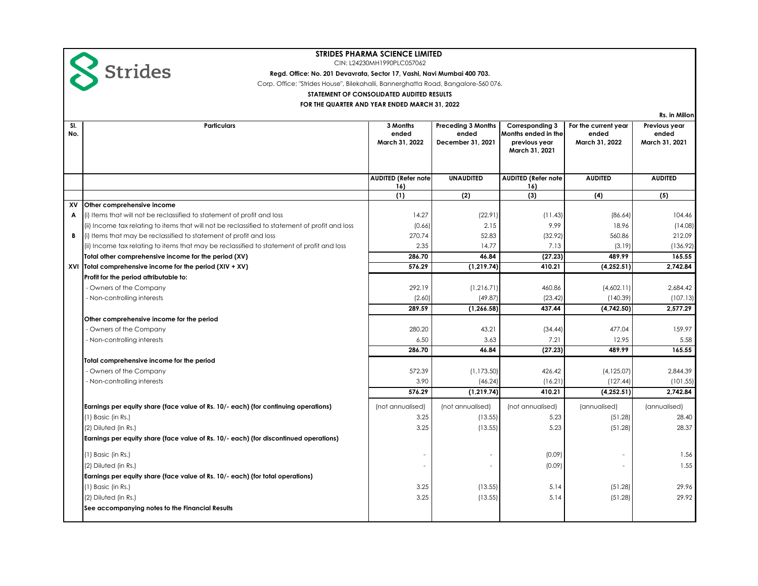**STRIDES PHARMA SCIENCE LIMITED**

CIN: L24230MH1990PLC057062

**Regd. Office: No. 201 Devavrata, Sector 17, Vashi, Navi Mumbai 400 703.**

Corp. Office: "Strides House", Bilekahalli, Bannerghatta Road, Bangalore-560 076.

**STATEMENT OF CONSOLIDATED AUDITED RESULTS**

**FOR THE QUARTER AND YEAR ENDED MARCH 31, 2022**

**Rs. in Milion**

| Sl. No. | Particulars | 3 Months ended March 31, 2022 | Preceding 3 Months ended December 31, 2021 | Corresponding 3 Months ended in the previous year March 31, 2021 | For the current year ended March 31, 2022 | Previous year ended March 31, 2021 |
|---|---|---|---|---|---|---|
| | | AUDITED (Refer note 16) | UNAUDITED | AUDITED (Refer note 16) | AUDITED | AUDITED |
| | | (1) | (2) | (3) | (4) | (5) |
| XV | **Other comprehensive income** | | | | | |
| A | (i) Items that will not be reclassified to statement of profit and loss | 14.27 | (22.91) | (11.43) | (86.64) | 104.46 |
| | (ii) Income tax relating to items that will not be reclassified to statement of profit and loss | (0.66) | 2.15 | 9.99 | 18.96 | (14.08) |
| B | (i) Items that may be reclassified to statement of profit and loss | 270.74 | 52.83 | (32.92) | 560.86 | 212.09 |
| | (ii) Income tax relating to items that may be reclassified to statement of profit and loss | 2.35 | 14.77 | 7.13 | (3.19) | (136.92) |
| | **Total other comprehensive income for the period (XV)** | **286.70** | **46.84** | **(27.23)** | **489.99** | **165.55** |
| XVI | **Total comprehensive income for the period (XIV + XV)** | **576.29** | **(1,219.74)** | **410.21** | **(4,252.51)** | **2,742.84** |
| | **Profit for the period attributable to:** | | | | | |
| | - Owners of the Company | 292.19 | (1,216.71) | 460.86 | (4,602.11) | 2,684.42 |
| | - Non-controlling interests | (2.60) | (49.87) | (23.42) | (140.39) | (107.13) |
| | | **289.59** | **(1,266.58)** | **437.44** | **(4,742.50)** | **2,577.29** |
| | **Other comprehensive income for the period** | | | | | |
| | - Owners of the Company | 280.20 | 43.21 | (34.44) | 477.04 | 159.97 |
| | - Non-controlling interests | 6.50 | 3.63 | 7.21 | 12.95 | 5.58 |
| | | **286.70** | **46.84** | **(27.23)** | **489.99** | **165.55** |
| | **Total comprehensive income for the period** | | | | | |
| | - Owners of the Company | 572.39 | (1,173.50) | 426.42 | (4,125.07) | 2,844.39 |
| | - Non-controlling interests | 3.90 | (46.24) | (16.21) | (127.44) | (101.55) |
| | | **576.29** | **(1,219.74)** | **410.21** | **(4,252.51)** | **2,742.84** |
| | **Earnings per equity share (face value of Rs. 10/- each) (for continuing operations)** | (not annualised) | (not annualised) | (not annualised) | (annualised) | (annualised) |
| | (1) Basic (in Rs.) | 3.25 | (13.55) | 5.23 | (51.28) | 28.40 |
| | (2) Diluted (in Rs.) | 3.25 | (13.55) | 5.23 | (51.28) | 28.37 |
| | **Earnings per equity share (face value of Rs. 10/- each) (for discontinued operations)** | | | | | |
| | (1) Basic (in Rs.) | - | - | (0.09) | - | 1.56 |
| | (2) Diluted (in Rs.) | - | - | (0.09) | - | 1.55 |
| | **Earnings per equity share (face value of Rs. 10/- each) (for total operations)** | | | | | |
| | (1) Basic (in Rs.) | 3.25 | (13.55) | 5.14 | (51.28) | 29.96 |
| | (2) Diluted (in Rs.) | 3.25 | (13.55) | 5.14 | (51.28) | 29.92 |
| | **See accompanying notes to the Financial Results** | | | | | |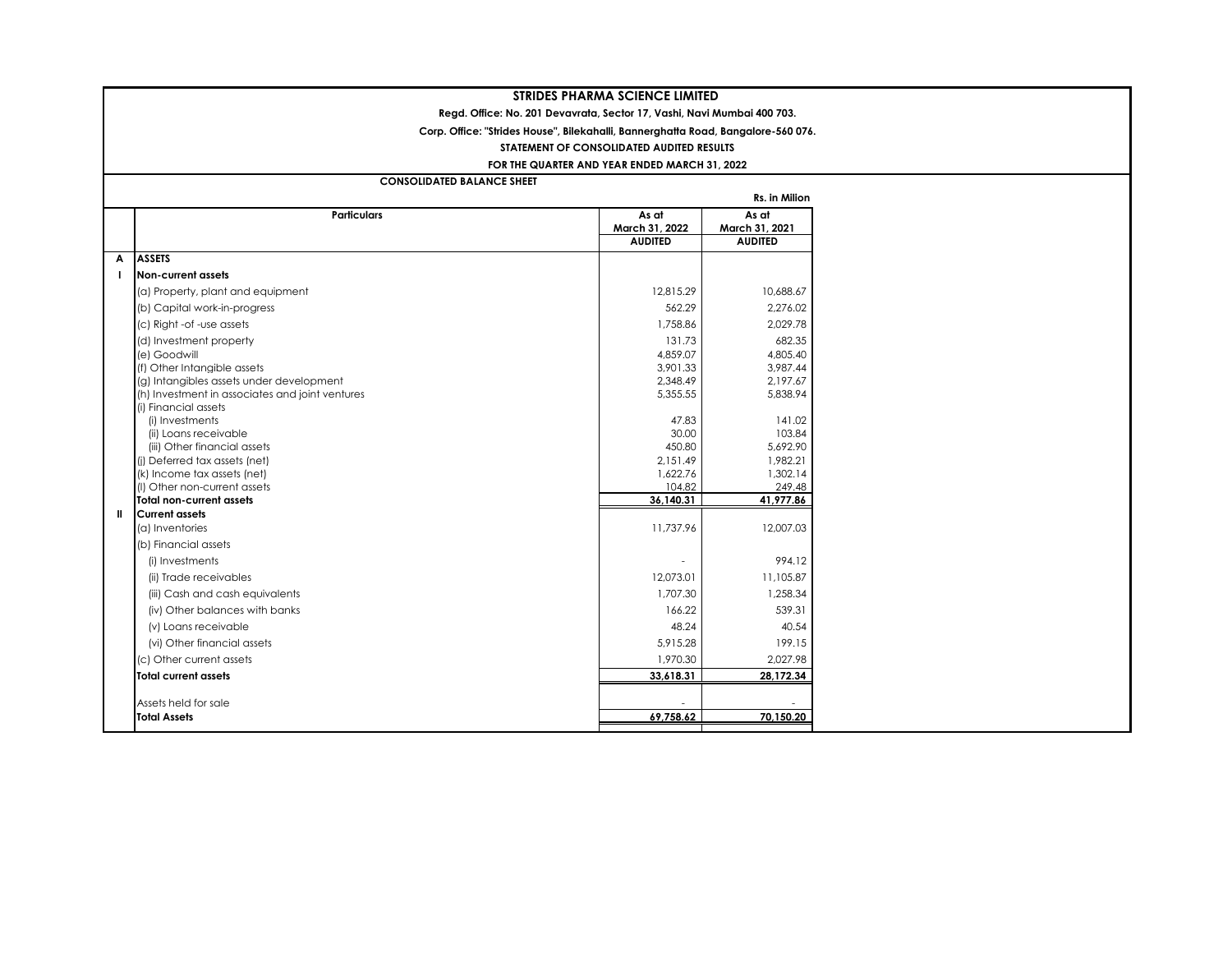**STRIDES PHARMA SCIENCE LIMITED**

**Regd. Office: No. 201 Devavrata, Sector 17, Vashi, Navi Mumbai 400 703.**

**Corp. Office: "Strides House", Bilekahalli, Bannerghatta Road, Bangalore-560 076.**

**STATEMENT OF CONSOLIDATED AUDITED RESULTS**

**FOR THE QUARTER AND YEAR ENDED MARCH 31, 2022**

**CONSOLIDATED BALANCE SHEET**

**Rs. in Milion**

| | Particulars | As at March 31, 2022 AUDITED | As at March 31, 2021 AUDITED |
|---|---|---|---|
| **A** | **ASSETS** | | |
| **I** | **Non-current assets** | | |
| | (a) Property, plant and equipment | 12,815.29 | 10,688.67 |
| | (b) Capital work-in-progress | 562.29 | 2,276.02 |
| | (c) Right -of -use assets | 1,758.86 | 2,029.78 |
| | (d) Investment property | 131.73 | 682.35 |
| | (e) Goodwill | 4,859.07 | 4,805.40 |
| | (f) Other Intangible assets | 3,901.33 | 3,987.44 |
| | (g) Intangibles assets under development | 2,348.49 | 2,197.67 |
| | (h) Investment in associates and joint ventures | 5,355.55 | 5,838.94 |
| | (i) Financial assets | | |
| | (i) Investments | 47.83 | 141.02 |
| | (ii) Loans receivable | 30.00 | 103.84 |
| | (iii) Other financial assets | 450.80 | 5,692.90 |
| | (j) Deferred tax assets (net) | 2,151.49 | 1,982.21 |
| | (k) Income tax assets (net) | 1,622.76 | 1,302.14 |
| | (l) Other non-current assets | 104.82 | 249.48 |
| | **Total non-current assets** | **36,140.31** | **41,977.86** |
| **II** | **Current assets** | | |
| | (a) Inventories | 11,737.96 | 12,007.03 |
| | (b) Financial assets | | |
| | (i) Investments | - | 994.12 |
| | (ii) Trade receivables | 12,073.01 | 11,105.87 |
| | (iii) Cash and cash equivalents | 1,707.30 | 1,258.34 |
| | (iv) Other balances with banks | 166.22 | 539.31 |
| | (v) Loans receivable | 48.24 | 40.54 |
| | (vi) Other financial assets | 5,915.28 | 199.15 |
| | (c) Other current assets | 1,970.30 | 2,027.98 |
| | **Total current assets** | **33,618.31** | **28,172.34** |
| | Assets held for sale | - | - |
| | **Total Assets** | **69,758.62** | **70,150.20** |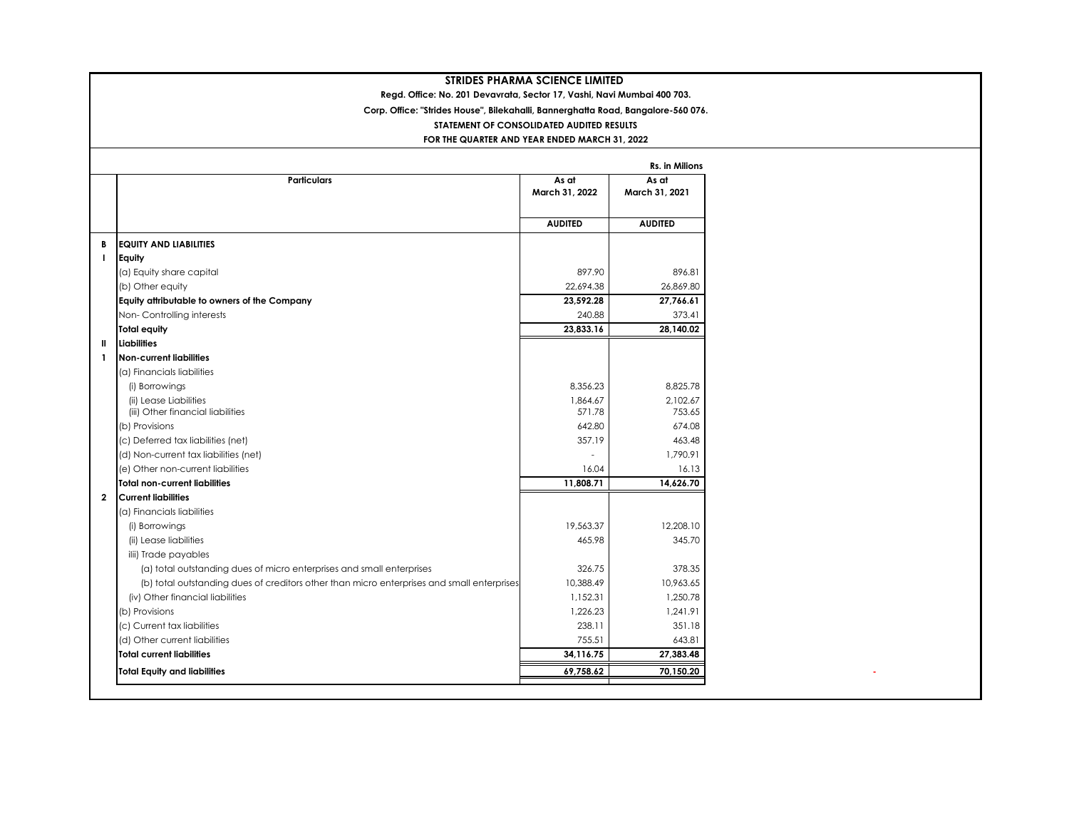**STRIDES PHARMA SCIENCE LIMITED**

**Regd. Office: No. 201 Devavrata, Sector 17, Vashi, Navi Mumbai 400 703.**

**Corp. Office: "Strides House", Bilekahalli, Bannerghatta Road, Bangalore-560 076.**

**STATEMENT OF CONSOLIDATED AUDITED RESULTS**

**FOR THE QUARTER AND YEAR ENDED MARCH 31, 2022**

**Rs. in Milions**

| | Particulars | As at March 31, 2022 | As at March 31, 2021 |
|---|---|---|---|
| | | AUDITED | AUDITED |
| B | **EQUITY AND LIABILITIES** | | |
| I | **Equity** | | |
| | (a) Equity share capital | 897.90 | 896.81 |
| | (b) Other equity | 22,694.38 | 26,869.80 |
| | **Equity attributable to owners of the Company** | **23,592.28** | **27,766.61** |
| | Non- Controlling interests | 240.88 | 373.41 |
| | **Total equity** | **23,833.16** | **28,140.02** |
| II | **Liabilities** | | |
| 1 | **Non-current liabilities** | | |
| | (a) Financials liabilities | | |
| | (i) Borrowings | 8,356.23 | 8,825.78 |
| | (ii) Lease Liabilities | 1,864.67 | 2,102.67 |
| | (iii) Other financial liabilities | 571.78 | 753.65 |
| | (b) Provisions | 642.80 | 674.08 |
| | (c) Deferred tax liabilities (net) | 357.19 | 463.48 |
| | (d) Non-current tax liabilities (net) | - | 1,790.91 |
| | (e) Other non-current liabilities | 16.04 | 16.13 |
| | **Total non-current liabilities** | **11,808.71** | **14,626.70** |
| 2 | **Current liabilities** | | |
| | (a) Financials liabilities | | |
| | (i) Borrowings | 19,563.37 | 12,208.10 |
| | (ii) Lease liabilities | 465.98 | 345.70 |
| | iii) Trade payables | | |
| | (a) total outstanding dues of micro enterprises and small enterprises | 326.75 | 378.35 |
| | (b) total outstanding dues of creditors other than micro enterprises and small enterprises | 10,388.49 | 10,963.65 |
| | (iv) Other financial liabilities | 1,152.31 | 1,250.78 |
| | (b) Provisions | 1,226.23 | 1,241.91 |
| | (c) Current tax liabilities | 238.11 | 351.18 |
| | (d) Other current liabilities | 755.51 | 643.81 |
| | **Total current liabilities** | **34,116.75** | **27,383.48** |
| | **Total Equity and liabilities** | **69,758.62** | **70,150.20** |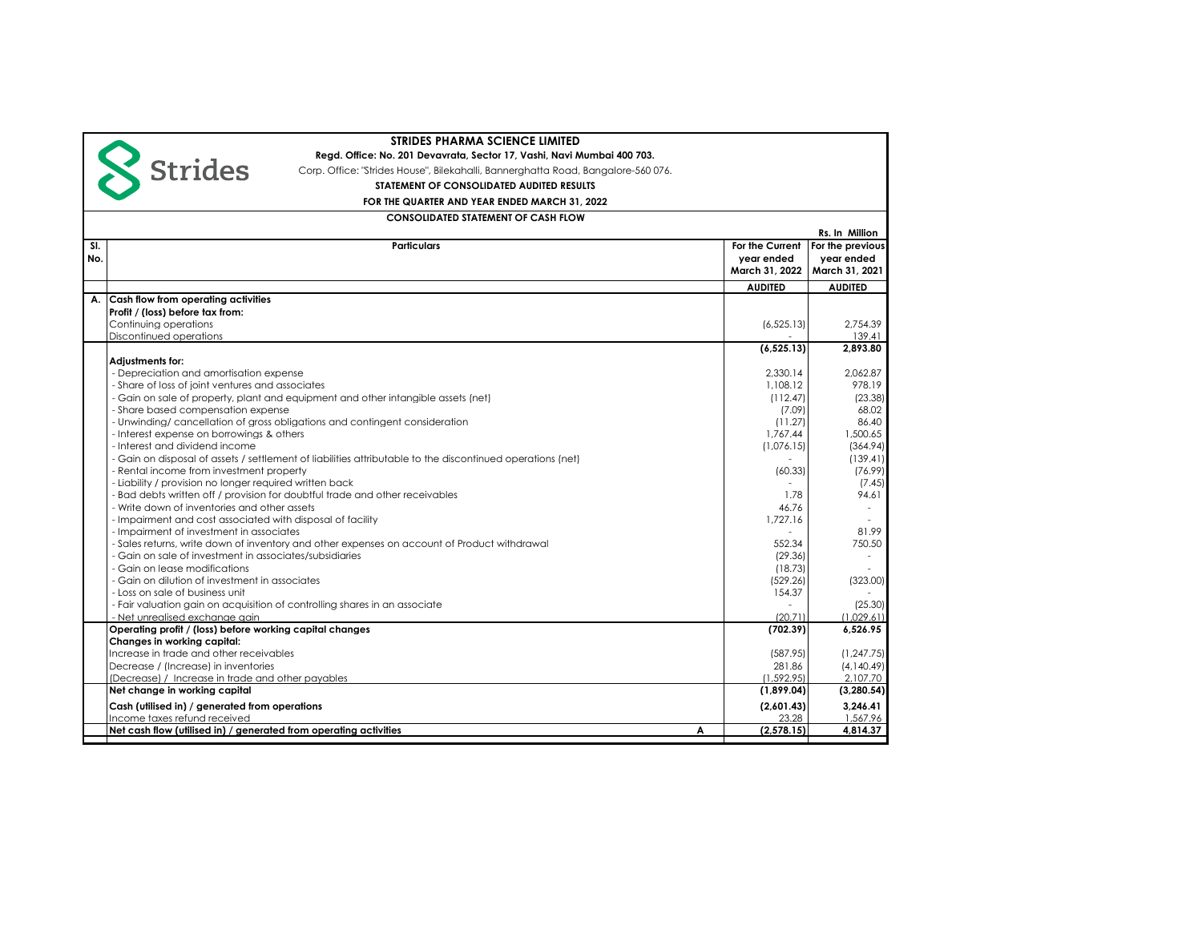**STRIDES PHARMA SCIENCE LIMITED**

**Regd. Office: No. 201 Devavrata, Sector 17, Vashi, Navi Mumbai 400 703.**

Corp. Office: "Strides House", Bilekahalli, Bannerghatta Road, Bangalore-560 076.

**STATEMENT OF CONSOLIDATED AUDITED RESULTS**

**FOR THE QUARTER AND YEAR ENDED MARCH 31, 2022**

**CONSOLIDATED STATEMENT OF CASH FLOW**

**Rs. In Million**

| Sl. No. | Particulars | | For the Current year ended March 31, 2022 | For the previous year ended March 31, 2021 |
|---|---|---|---|---|
| | | | **AUDITED** | **AUDITED** |
| **A.** | **Cash flow from operating activities** | | | |
| | **Profit / (loss) before tax from:** | | | |
| | Continuing operations | | (6,525.13) | 2,754.39 |
| | Discontinued operations | | - | 139.41 |
| | | | **(6,525.13)** | **2,893.80** |
| | **Adjustments for:** | | | |
| | - Depreciation and amortisation expense | | 2,330.14 | 2,062.87 |
| | - Share of loss of joint ventures and associates | | 1,108.12 | 978.19 |
| | - Gain on sale of property, plant and equipment and other intangible assets (net) | | (112.47) | (23.38) |
| | - Share based compensation expense | | (7.09) | 68.02 |
| | - Unwinding/ cancellation of gross obligations and contingent consideration | | (11.27) | 86.40 |
| | - Interest expense on borrowings & others | | 1,767.44 | 1,500.65 |
| | - Interest and dividend income | | (1,076.15) | (364.94) |
| | - Gain on disposal of assets / settlement of liabilities attributable to the discontinued operations (net) | | - | (139.41) |
| | - Rental income from investment property | | (60.33) | (76.99) |
| | - Liability / provision no longer required written back | | - | (7.45) |
| | - Bad debts written off / provision for doubtful trade and other receivables | | 1.78 | 94.61 |
| | - Write down of inventories and other assets | | 46.76 | - |
| | - Impairment and cost associated with disposal of facility | | 1,727.16 | - |
| | - Impairment of investment in associates | | - | 81.99 |
| | - Sales returns, write down of inventory and other expenses on account of Product withdrawal | | 552.34 | 750.50 |
| | - Gain on sale of investment in associates/subsidiaries | | (29.36) | - |
| | - Gain on lease modifications | | (18.73) | - |
| | - Gain on dilution of investment in associates | | (529.26) | (323.00) |
| | - Loss on sale of business unit | | 154.37 | - |
| | - Fair valuation gain on acquisition of controlling shares in an associate | | - | (25.30) |
| | - Net unrealised exchange gain | | (20.71) | (1,029.61) |
| | **Operating profit / (loss) before working capital changes** | | **(702.39)** | **6,526.95** |
| | **Changes in working capital:** | | | |
| | Increase in trade and other receivables | | (587.95) | (1,247.75) |
| | Decrease / (Increase) in inventories | | 281.86 | (4,140.49) |
| | (Decrease) / Increase in trade and other payables | | (1,592.95) | 2,107.70 |
| | **Net change in working capital** | | **(1,899.04)** | **(3,280.54)** |
| | **Cash (utilised in) / generated from operations** | | **(2,601.43)** | **3,246.41** |
| | Income taxes refund received | | 23.28 | 1,567.96 |
| | **Net cash flow (utilised in) / generated from operating activities** | **A** | **(2,578.15)** | **4,814.37** |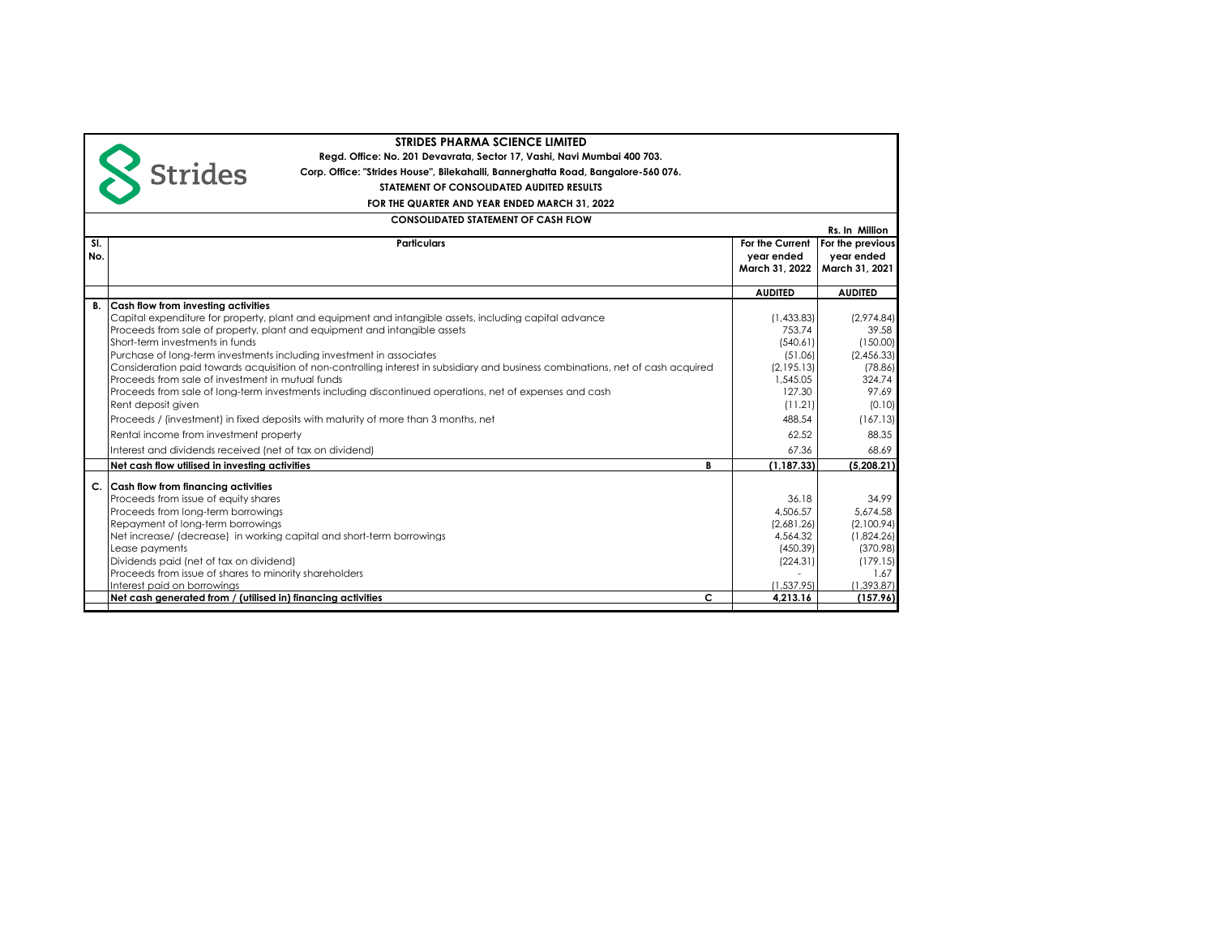**STRIDES PHARMA SCIENCE LIMITED**

**Regd. Office: No. 201 Devavrata, Sector 17, Vashi, Navi Mumbai 400 703.**

**Corp. Office: "Strides House", Bilekahalli, Bannerghatta Road, Bangalore-560 076.**

**STATEMENT OF CONSOLIDATED AUDITED RESULTS**

**FOR THE QUARTER AND YEAR ENDED MARCH 31, 2022**

**CONSOLIDATED STATEMENT OF CASH FLOW**

**Rs. In Million**

| Sl. No. | Particulars | | For the Current year ended March 31, 2022 | For the previous year ended March 31, 2021 |
|---|---|---|---|---|
| | | | **AUDITED** | **AUDITED** |
| **B.** | **Cash flow from investing activities** | | | |
| | Capital expenditure for property, plant and equipment and intangible assets, including capital advance | | (1,433.83) | (2,974.84) |
| | Proceeds from sale of property, plant and equipment and intangible assets | | 753.74 | 39.58 |
| | Short-term investments in funds | | (540.61) | (150.00) |
| | Purchase of long-term investments including investment in associates | | (51.06) | (2,456.33) |
| | Consideration paid towards acquisition of non-controlling interest in subsidiary and business combinations, net of cash acquired | | (2,195.13) | (78.86) |
| | Proceeds from sale of investment in mutual funds | | 1,545.05 | 324.74 |
| | Proceeds from sale of long-term investments including discontinued operations, net of expenses and cash | | 127.30 | 97.69 |
| | Rent deposit given | | (11.21) | (0.10) |
| | Proceeds / (investment) in fixed deposits with maturity of more than 3 months, net | | 488.54 | (167.13) |
| | Rental income from investment property | | 62.52 | 88.35 |
| | Interest and dividends received (net of tax on dividend) | | 67.36 | 68.69 |
| | **Net cash flow utilised in investing activities** | **B** | **(1,187.33)** | **(5,208.21)** |
| **C.** | **Cash flow from financing activities** | | | |
| | Proceeds from issue of equity shares | | 36.18 | 34.99 |
| | Proceeds from long-term borrowings | | 4,506.57 | 5,674.58 |
| | Repayment of long-term borrowings | | (2,681.26) | (2,100.94) |
| | Net increase/ (decrease) in working capital and short-term borrowings | | 4,564.32 | (1,824.26) |
| | Lease payments | | (450.39) | (370.98) |
| | Dividends paid (net of tax on dividend) | | (224.31) | (179.15) |
| | Proceeds from issue of shares to minority shareholders | | - | 1.67 |
| | Interest paid on borrowings | | (1,537.95) | (1,393.87) |
| | **Net cash generated from / (utilised in) financing activities** | **C** | **4,213.16** | **(157.96)** |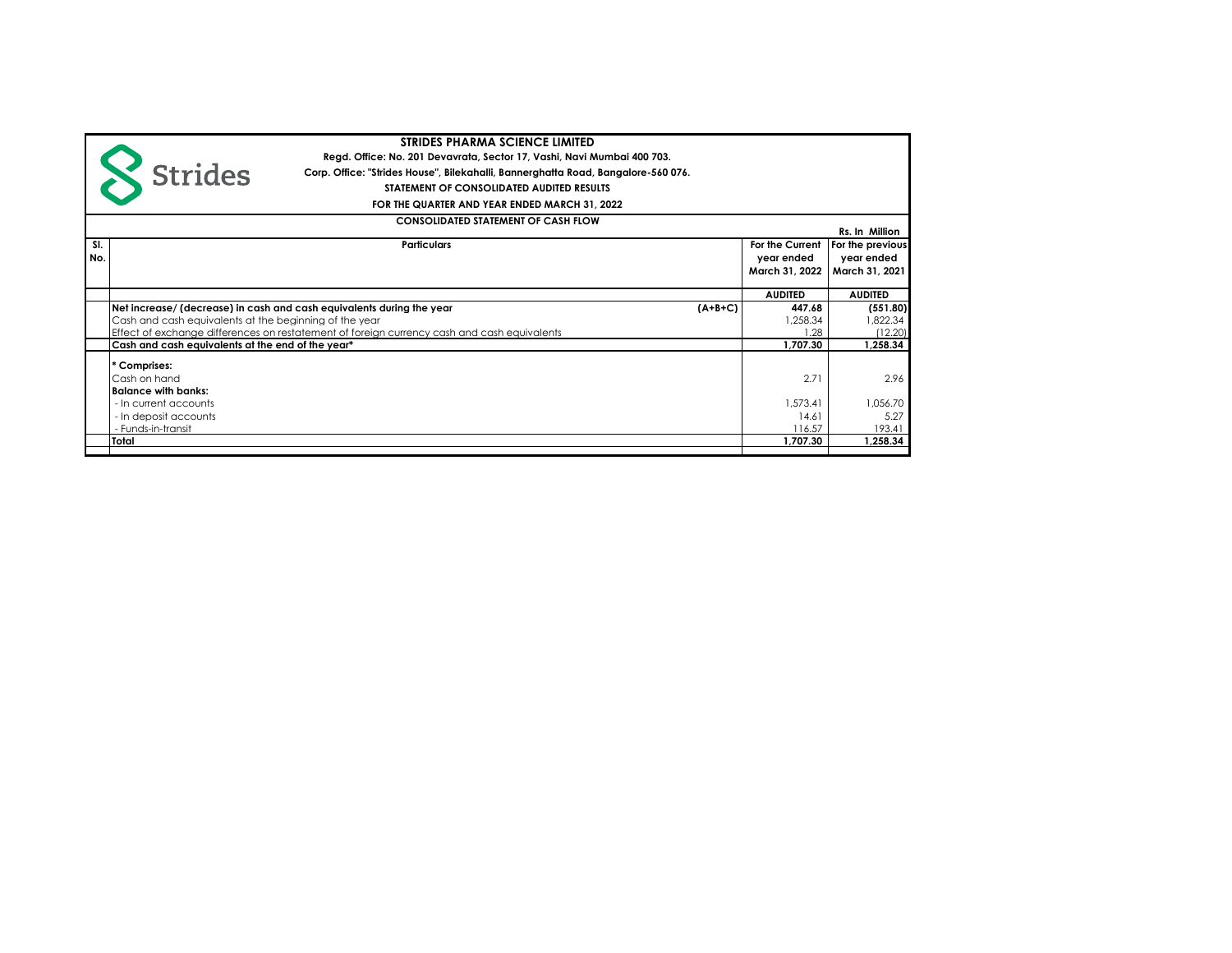**STRIDES PHARMA SCIENCE LIMITED**

**Regd. Office: No. 201 Devavrata, Sector 17, Vashi, Navi Mumbai 400 703.**

**Corp. Office: "Strides House", Bilekahalli, Bannerghatta Road, Bangalore-560 076.**

**STATEMENT OF CONSOLIDATED AUDITED RESULTS**

**FOR THE QUARTER AND YEAR ENDED MARCH 31, 2022**

**CONSOLIDATED STATEMENT OF CASH FLOW**

Rs. In Million

| Sl. No. | Particulars | | For the Current year ended March 31, 2022 | For the previous year ended March 31, 2021 |
|---|---|---|---|---|
| | | | **AUDITED** | **AUDITED** |
| | **Net increase/ (decrease) in cash and cash equivalents during the year** | **(A+B+C)** | **447.68** | **(551.80)** |
| | Cash and cash equivalents at the beginning of the year | | 1,258.34 | 1,822.34 |
| | Effect of exchange differences on restatement of foreign currency cash and cash equivalents | | 1.28 | (12.20) |
| | **Cash and cash equivalents at the end of the year*** | | **1,707.30** | **1,258.34** |
| | *** Comprises:** | | | |
| | Cash on hand | | 2.71 | 2.96 |
| | **Balance with banks:** | | | |
| | - In current accounts | | 1,573.41 | 1,056.70 |
| | - In deposit accounts | | 14.61 | 5.27 |
| | - Funds-in-transit | | 116.57 | 193.41 |
| | **Total** | | **1,707.30** | **1,258.34** |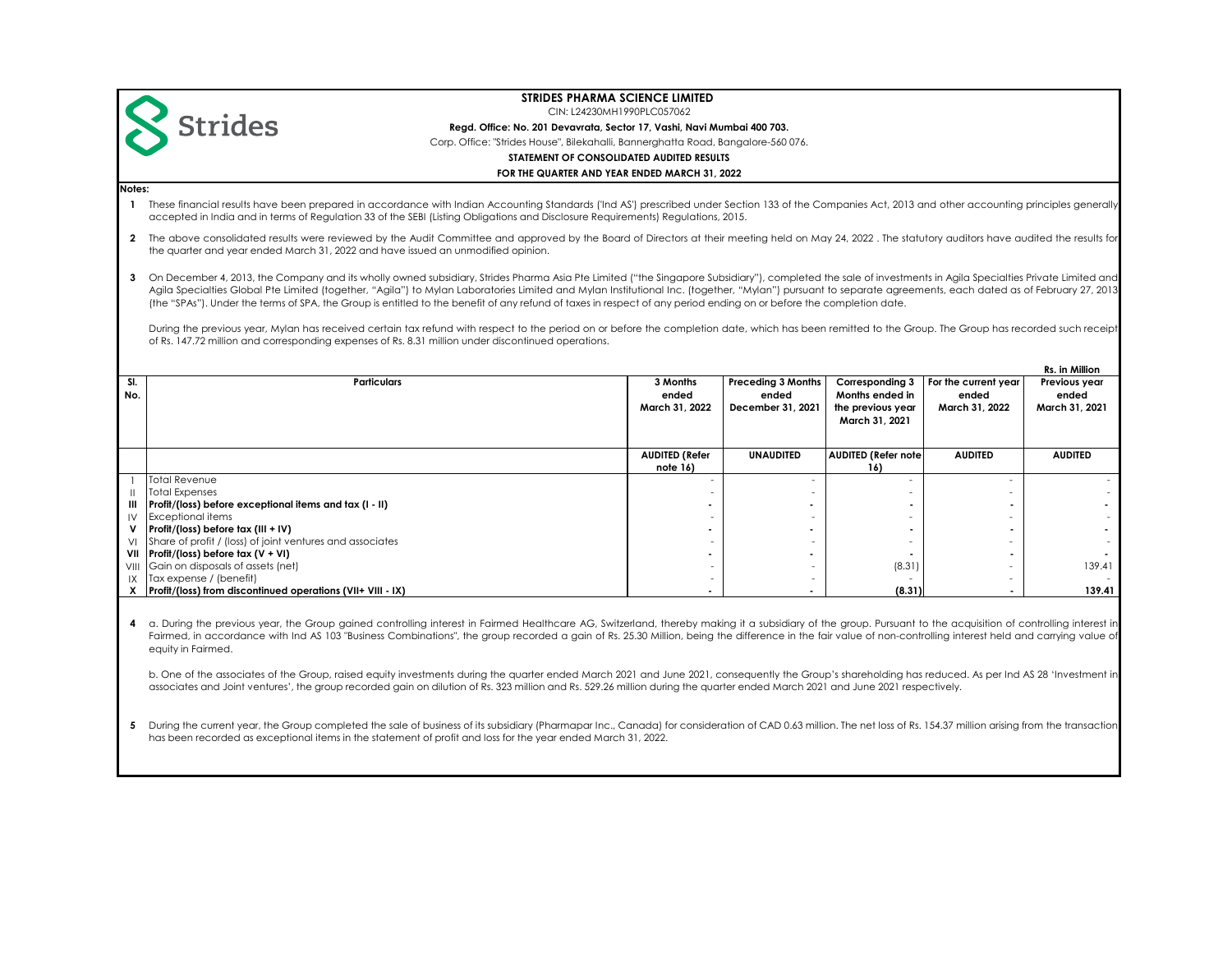# STRIDES PHARMA SCIENCE LIMITED

CIN: L24230MH1990PLC057062

**Regd. Office: No. 201 Devavrata, Sector 17, Vashi, Navi Mumbai 400 703.**

Corp. Office: "Strides House", Bilekahalli, Bannerghatta Road, Bangalore-560 076.

**STATEMENT OF CONSOLIDATED AUDITED RESULTS**

**FOR THE QUARTER AND YEAR ENDED MARCH 31, 2022**

**Notes:**

1. These financial results have been prepared in accordance with Indian Accounting Standards ('Ind AS') prescribed under Section 133 of the Companies Act, 2013 and other accounting principles generally accepted in India and in terms of Regulation 33 of the SEBI (Listing Obligations and Disclosure Requirements) Regulations, 2015.

2. The above consolidated results were reviewed by the Audit Committee and approved by the Board of Directors at their meeting held on May 24, 2022 . The statutory auditors have audited the results for the quarter and year ended March 31, 2022 and have issued an unmodified opinion.

3. On December 4, 2013, the Company and its wholly owned subsidiary, Strides Pharma Asia Pte Limited ("the Singapore Subsidiary"), completed the sale of investments in Agila Specialties Private Limited and Agila Specialties Global Pte Limited (together, "Agila") to Mylan Laboratories Limited and Mylan Institutional Inc. (together, "Mylan") pursuant to separate agreements, each dated as of February 27, 2013 (the "SPAs"). Under the terms of SPA, the Group is entitled to the benefit of any refund of taxes in respect of any period ending on or before the completion date.

   During the previous year, Mylan has received certain tax refund with respect to the period on or before the completion date, which has been remitted to the Group. The Group has recorded such receipt of Rs. 147.72 million and corresponding expenses of Rs. 8.31 million under discontinued operations.

**Rs. in Million**

| Sl. No. | Particulars | 3 Months ended March 31, 2022 | Preceding 3 Months ended December 31, 2021 | Corresponding 3 Months ended in the previous year March 31, 2021 | For the current year ended March 31, 2022 | Previous year ended March 31, 2021 |
|---|---|---|---|---|---|---|
| | | AUDITED (Refer note 16) | UNAUDITED | AUDITED (Refer note 16) | AUDITED | AUDITED |
| I | Total Revenue | - | - | - | - | - |
| II | Total Expenses | - | - | - | - | - |
| **III** | **Profit/(loss) before exceptional items and tax (I - II)** | **-** | **-** | **-** | **-** | **-** |
| IV | Exceptional items | - | - | - | - | - |
| **V** | **Profit/(loss) before tax (III + IV)** | **-** | **-** | **-** | **-** | **-** |
| VI | Share of profit / (loss) of joint ventures and associates | - | - | - | - | - |
| **VII** | **Profit/(loss) before tax (V + VI)** | **-** | **-** | **-** | **-** | **-** |
| VIII | Gain on disposals of assets (net) | - | - | (8.31) | - | 139.41 |
| IX | Tax expense / (benefit) | - | - | - | - | - |
| **X** | **Profit/(loss) from discontinued operations (VII+ VIII - IX)** | **-** | **-** | **(8.31)** | **-** | **139.41** |

4. a. During the previous year, the Group gained controlling interest in Fairmed Healthcare AG, Switzerland, thereby making it a subsidiary of the group. Pursuant to the acquisition of controlling interest in Fairmed, in accordance with Ind AS 103 "Business Combinations", the group recorded a gain of Rs. 25.30 Million, being the difference in the fair value of non-controlling interest held and carrying value of equity in Fairmed.

   b. One of the associates of the Group, raised equity investments during the quarter ended March 2021 and June 2021, consequently the Group's shareholding has reduced. As per Ind AS 28 'Investment in associates and Joint ventures', the group recorded gain on dilution of Rs. 323 million and Rs. 529.26 million during the quarter ended March 2021 and June 2021 respectively.

5. During the current year, the Group completed the sale of business of its subsidiary (Pharmapar Inc., Canada) for consideration of CAD 0.63 million. The net loss of Rs. 154.37 million arising from the transaction has been recorded as exceptional items in the statement of profit and loss for the year ended March 31, 2022.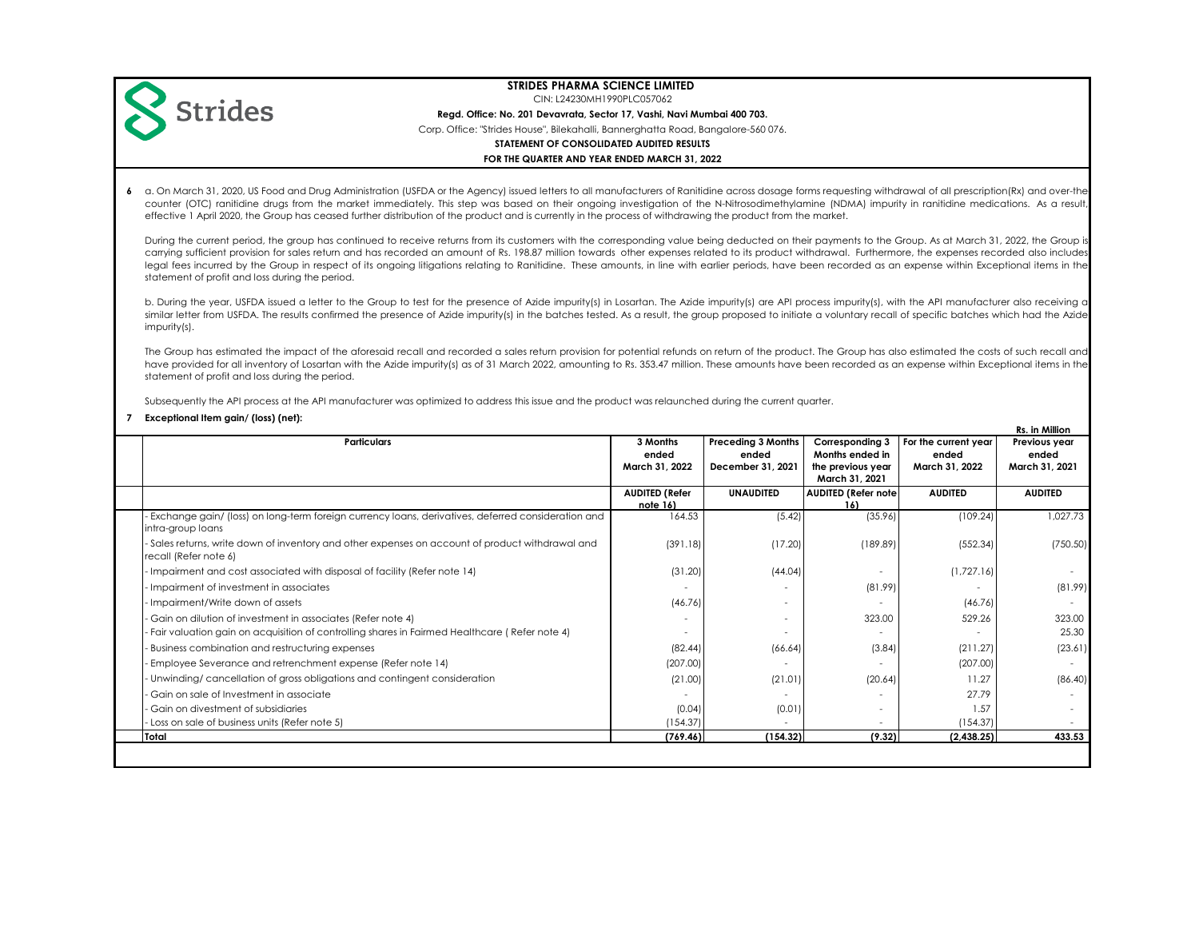# STRIDES PHARMA SCIENCE LIMITED

CIN: L24230MH1990PLC057062

**Regd. Office: No. 201 Devavrata, Sector 17, Vashi, Navi Mumbai 400 703.**

Corp. Office: "Strides House", Bilekahalli, Bannerghatta Road, Bangalore-560 076.

**STATEMENT OF CONSOLIDATED AUDITED RESULTS**

**FOR THE QUARTER AND YEAR ENDED MARCH 31, 2022**

**6** a. On March 31, 2020, US Food and Drug Administration (USFDA or the Agency) issued letters to all manufacturers of Ranitidine across dosage forms requesting withdrawal of all prescription(Rx) and over-the counter (OTC) ranitidine drugs from the market immediately. This step was based on their ongoing investigation of the N-Nitrosodimethylamine (NDMA) impurity in ranitidine medications. As a result, effective 1 April 2020, the Group has ceased further distribution of the product and is currently in the process of withdrawing the product from the market.

During the current period, the group has continued to receive returns from its customers with the corresponding value being deducted on their payments to the Group. As at March 31, 2022, the Group is carrying sufficient provision for sales return and has recorded an amount of Rs. 198.87 million towards other expenses related to its product withdrawal. Furthermore, the expenses recorded also includes legal fees incurred by the Group in respect of its ongoing litigations relating to Ranitidine. These amounts, in line with earlier periods, have been recorded as an expense within Exceptional items in the statement of profit and loss during the period.

b. During the year, USFDA issued a letter to the Group to test for the presence of Azide impurity(s) in Losartan. The Azide impurity(s) are API process impurity(s), with the API manufacturer also receiving a similar letter from USFDA. The results confirmed the presence of Azide impurity(s) in the batches tested. As a result, the group proposed to initiate a voluntary recall of specific batches which had the Azide impurity(s).

The Group has estimated the impact of the aforesaid recall and recorded a sales return provision for potential refunds on return of the product. The Group has also estimated the costs of such recall and have provided for all inventory of Losartan with the Azide impurity(s) as of 31 March 2022, amounting to Rs. 353.47 million. These amounts have been recorded as an expense within Exceptional items in the statement of profit and loss during the period.

Subsequently the API process at the API manufacturer was optimized to address this issue and the product was relaunched during the current quarter.

**7 Exceptional Item gain/ (loss) (net):**

Rs. in Million

| Particulars | 3 Months ended March 31, 2022 | Preceding 3 Months ended December 31, 2021 | Corresponding 3 Months ended in the previous year March 31, 2021 | For the current year ended March 31, 2022 | Previous year ended March 31, 2021 |
|---|---|---|---|---|---|
| | AUDITED (Refer note 16) | UNAUDITED | AUDITED (Refer note 16) | AUDITED | AUDITED |
| - Exchange gain/ (loss) on long-term foreign currency loans, derivatives, deferred consideration and intra-group loans | 164.53 | (5.42) | (35.96) | (109.24) | 1,027.73 |
| - Sales returns, write down of inventory and other expenses on account of product withdrawal and recall (Refer note 6) | (391.18) | (17.20) | (189.89) | (552.34) | (750.50) |
| - Impairment and cost associated with disposal of facility (Refer note 14) | (31.20) | (44.04) | - | (1,727.16) | - |
| - Impairment of investment in associates | - | - | (81.99) | - | (81.99) |
| - Impairment/Write down of assets | (46.76) | - | - | (46.76) | - |
| - Gain on dilution of investment in associates (Refer note 4) | - | - | 323.00 | 529.26 | 323.00 |
| - Fair valuation gain on acquisition of controlling shares in Fairmed Healthcare ( Refer note 4) | - | - | - | - | 25.30 |
| - Business combination and restructuring expenses | (82.44) | (66.64) | (3.84) | (211.27) | (23.61) |
| - Employee Severance and retrenchment expense (Refer note 14) | (207.00) | - | - | (207.00) | - |
| - Unwinding/ cancellation of gross obligations and contingent consideration | (21.00) | (21.01) | (20.64) | 11.27 | (86.40) |
| - Gain on sale of Investment in associate | - | - | - | 27.79 | - |
| - Gain on divestment of subsidiaries | (0.04) | (0.01) | - | 1.57 | - |
| - Loss on sale of business units (Refer note 5) | (154.37) | - | - | (154.37) | - |
| **Total** | **(769.46)** | **(154.32)** | **(9.32)** | **(2,438.25)** | **433.53** |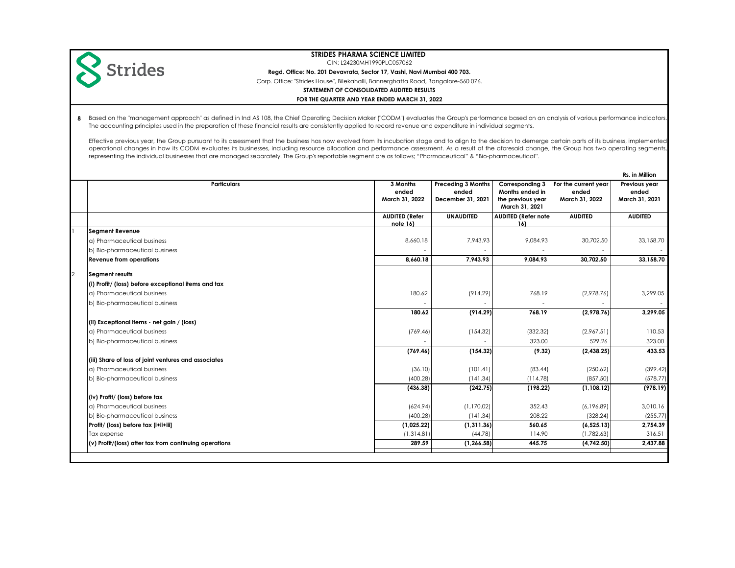**STRIDES PHARMA SCIENCE LIMITED**

CIN: L24230MH1990PLC057062

**Regd. Office: No. 201 Devavrata, Sector 17, Vashi, Navi Mumbai 400 703.**

Corp. Office: "Strides House", Bilekahalli, Bannerghatta Road, Bangalore-560 076.

**STATEMENT OF CONSOLIDATED AUDITED RESULTS**

**FOR THE QUARTER AND YEAR ENDED MARCH 31, 2022**

**8** Based on the "management approach" as defined in Ind AS 108, the Chief Operating Decision Maker ("CODM") evaluates the Group's performance based on an analysis of various performance indicators. The accounting principles used in the preparation of these financial results are consistently applied to record revenue and expenditure in individual segments.

Effective previous year, the Group pursuant to its assessment that the business has now evolved from its incubation stage and to align to the decision to demerge certain parts of its business, implemented operational changes in how its CODM evaluates its businesses, including resource allocation and performance assessment. As a result of the aforesaid change, the Group has two operating segments, representing the individual businesses that are managed separately. The Group's reportable segment are as follows; "Pharmaceutical" & "Bio-pharmaceutical".

**Rs. in Million**

| | Particulars | 3 Months ended March 31, 2022 | Preceding 3 Months ended December 31, 2021 | Corresponding 3 Months ended in the previous year March 31, 2021 | For the current year ended March 31, 2022 | Previous year ended March 31, 2021 |
|---|---|---|---|---|---|---|
| | | AUDITED (Refer note 16) | UNAUDITED | AUDITED (Refer note 16) | AUDITED | AUDITED |
| 1 | **Segment Revenue** | | | | | |
| | a) Pharmaceutical business | 8,660.18 | 7,943.93 | 9,084.93 | 30,702.50 | 33,158.70 |
| | b) Bio-pharmaceutical business | - | - | - | - | - |
| | **Revenue from operations** | **8,660.18** | **7,943.93** | **9,084.93** | **30,702.50** | **33,158.70** |
| 2 | **Segment results** | | | | | |
| | **(i) Profit/ (loss) before exceptional items and tax** | | | | | |
| | a) Pharmaceutical business | 180.62 | (914.29) | 768.19 | (2,978.76) | 3,299.05 |
| | b) Bio-pharmaceutical business | - | - | - | - | - |
| | | **180.62** | **(914.29)** | **768.19** | **(2,978.76)** | **3,299.05** |
| | **(ii) Exceptional items - net gain / (loss)** | | | | | |
| | a) Pharmaceutical business | (769.46) | (154.32) | (332.32) | (2,967.51) | 110.53 |
| | b) Bio-pharmaceutical business | - | - | 323.00 | 529.26 | 323.00 |
| | | **(769.46)** | **(154.32)** | **(9.32)** | **(2,438.25)** | **433.53** |
| | **(iii) Share of loss of joint ventures and associates** | | | | | |
| | a) Pharmaceutical business | (36.10) | (101.41) | (83.44) | (250.62) | (399.42) |
| | b) Bio-pharmaceutical business | (400.28) | (141.34) | (114.78) | (857.50) | (578.77) |
| | | **(436.38)** | **(242.75)** | **(198.22)** | **(1,108.12)** | **(978.19)** |
| | **(iv) Profit/ (loss) before tax** | | | | | |
| | a) Pharmaceutical business | (624.94) | (1,170.02) | 352.43 | (6,196.89) | 3,010.16 |
| | b) Bio-pharmaceutical business | (400.28) | (141.34) | 208.22 | (328.24) | (255.77) |
| | **Profit/ (loss) before tax [i+ii+iii]** | **(1,025.22)** | **(1,311.36)** | **560.65** | **(6,525.13)** | **2,754.39** |
| | Tax expense | (1,314.81) | (44.78) | 114.90 | (1,782.63) | 316.51 |
| | **(v) Profit/(loss) after tax from continuing operations** | **289.59** | **(1,266.58)** | **445.75** | **(4,742.50)** | **2,437.88** |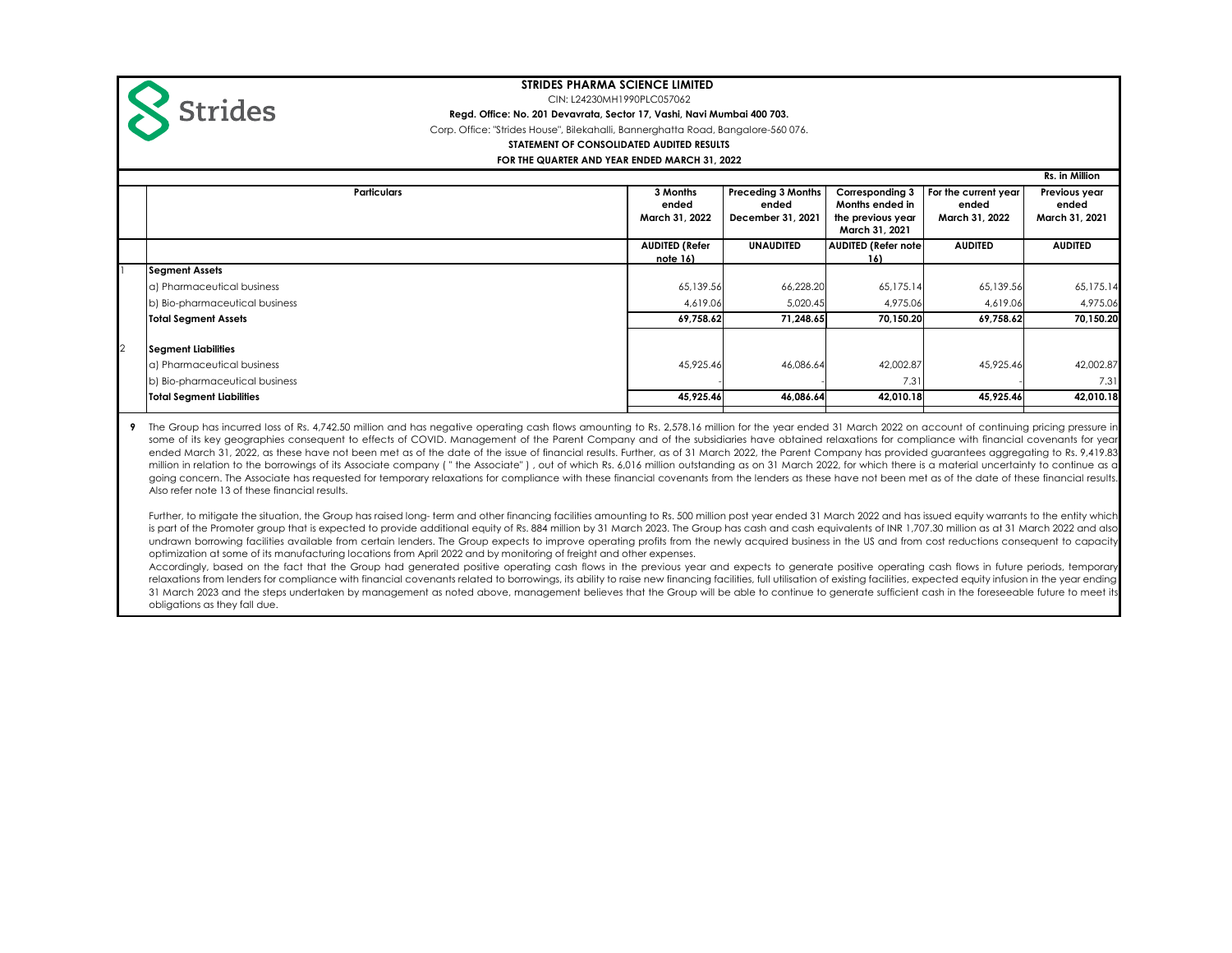**STRIDES PHARMA SCIENCE LIMITED**

CIN: L24230MH1990PLC057062

**Regd. Office: No. 201 Devavrata, Sector 17, Vashi, Navi Mumbai 400 703.**

Corp. Office: "Strides House", Bilekahalli, Bannerghatta Road, Bangalore-560 076.

**STATEMENT OF CONSOLIDATED AUDITED RESULTS**

**FOR THE QUARTER AND YEAR ENDED MARCH 31, 2022**

**Rs. in Million**

| | Particulars | 3 Months ended March 31, 2022 | Preceding 3 Months ended December 31, 2021 | Corresponding 3 Months ended in the previous year March 31, 2021 | For the current year ended March 31, 2022 | Previous year ended March 31, 2021 |
|---|---|---|---|---|---|---|
| | | AUDITED (Refer note 16) | UNAUDITED | AUDITED (Refer note 16) | AUDITED | AUDITED |
| 1 | **Segment Assets** | | | | | |
| | a) Pharmaceutical business | 65,139.56 | 66,228.20 | 65,175.14 | 65,139.56 | 65,175.14 |
| | b) Bio-pharmaceutical business | 4,619.06 | 5,020.45 | 4,975.06 | 4,619.06 | 4,975.06 |
| | **Total Segment Assets** | **69,758.62** | **71,248.65** | **70,150.20** | **69,758.62** | **70,150.20** |
| 2 | **Segment Liabilities** | | | | | |
| | a) Pharmaceutical business | 45,925.46 | 46,086.64 | 42,002.87 | 45,925.46 | 42,002.87 |
| | b) Bio-pharmaceutical business | - | - | 7.31 | - | 7.31 |
| | **Total Segment Liabilities** | **45,925.46** | **46,086.64** | **42,010.18** | **45,925.46** | **42,010.18** |

**9** The Group has incurred loss of Rs. 4,742.50 million and has negative operating cash flows amounting to Rs. 2,578.16 million for the year ended 31 March 2022 on account of continuing pricing pressure in some of its key geographies consequent to effects of COVID. Management of the Parent Company and of the subsidiaries have obtained relaxations for compliance with financial covenants for year ended March 31, 2022, as these have not been met as of the date of the issue of financial results. Further, as of 31 March 2022, the Parent Company has provided guarantees aggregating to Rs. 9,419.83 million in relation to the borrowings of its Associate company ( " the Associate" ) , out of which Rs. 6,016 million outstanding as on 31 March 2022, for which there is a material uncertainty to continue as a going concern. The Associate has requested for temporary relaxations for compliance with these financial covenants from the lenders as these have not been met as of the date of these financial results. Also refer note 13 of these financial results.

Further, to mitigate the situation, the Group has raised long- term and other financing facilities amounting to Rs. 500 million post year ended 31 March 2022 and has issued equity warrants to the entity which is part of the Promoter group that is expected to provide additional equity of Rs. 884 million by 31 March 2023. The Group has cash and cash equivalents of INR 1,707.30 million as at 31 March 2022 and also undrawn borrowing facilities available from certain lenders. The Group expects to improve operating profits from the newly acquired business in the US and from cost reductions consequent to capacity optimization at some of its manufacturing locations from April 2022 and by monitoring of freight and other expenses.

Accordingly, based on the fact that the Group had generated positive operating cash flows in the previous year and expects to generate positive operating cash flows in future periods, temporary relaxations from lenders for compliance with financial covenants related to borrowings, its ability to raise new financing facilities, full utilisation of existing facilities, expected equity infusion in the year ending 31 March 2023 and the steps undertaken by management as noted above, management believes that the Group will be able to continue to generate sufficient cash in the foreseeable future to meet its obligations as they fall due.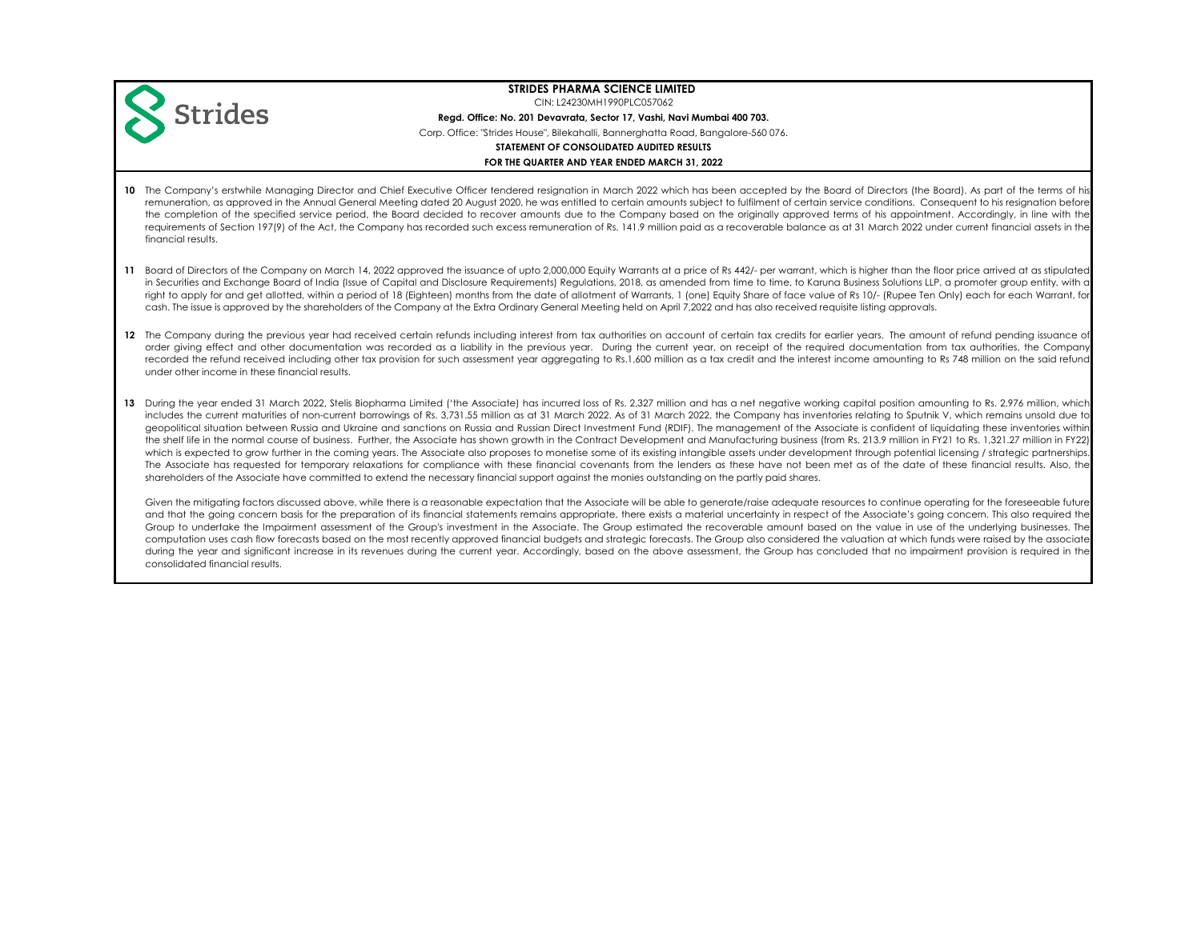**STRIDES PHARMA SCIENCE LIMITED**

CIN: L24230MH1990PLC057062

**Regd. Office: No. 201 Devavrata, Sector 17, Vashi, Navi Mumbai 400 703.**

Corp. Office: "Strides House", Bilekahalli, Bannerghatta Road, Bangalore-560 076.

**STATEMENT OF CONSOLIDATED AUDITED RESULTS**

**FOR THE QUARTER AND YEAR ENDED MARCH 31, 2022**

**10** The Company's erstwhile Managing Director and Chief Executive Officer tendered resignation in March 2022 which has been accepted by the Board of Directors (the Board). As part of the terms of his remuneration, as approved in the Annual General Meeting dated 20 August 2020, he was entitled to certain amounts subject to fulfilment of certain service conditions. Consequent to his resignation before the completion of the specified service period, the Board decided to recover amounts due to the Company based on the originally approved terms of his appointment. Accordingly, in line with the requirements of Section 197(9) of the Act, the Company has recorded such excess remuneration of Rs. 141.9 million paid as a recoverable balance as at 31 March 2022 under current financial assets in the financial results.

**11** Board of Directors of the Company on March 14, 2022 approved the issuance of upto 2,000,000 Equity Warrants at a price of Rs 442/- per warrant, which is higher than the floor price arrived at as stipulated in Securities and Exchange Board of India (Issue of Capital and Disclosure Requirements) Regulations, 2018, as amended from time to time, to Karuna Business Solutions LLP, a promoter group entity, with a right to apply for and get allotted, within a period of 18 (Eighteen) months from the date of allotment of Warrants, 1 (one) Equity Share of face value of Rs 10/- (Rupee Ten Only) each for each Warrant, for cash. The issue is approved by the shareholders of the Company at the Extra Ordinary General Meeting held on April 7,2022 and has also received requisite listing approvals.

**12** The Company during the previous year had received certain refunds including interest from tax authorities on account of certain tax credits for earlier years. The amount of refund pending issuance of order giving effect and other documentation was recorded as a liability in the previous year. During the current year, on receipt of the required documentation from tax authorities, the Company recorded the refund received including other tax provision for such assessment year aggregating to Rs.1,600 million as a tax credit and the interest income amounting to Rs 748 million on the said refund under other income in these financial results.

**13** During the year ended 31 March 2022, Stelis Biopharma Limited ('the Associate) has incurred loss of Rs. 2,327 million and has a net negative working capital position amounting to Rs. 2,976 million, which includes the current maturities of non-current borrowings of Rs. 3,731.55 million as at 31 March 2022. As of 31 March 2022, the Company has inventories relating to Sputnik V, which remains unsold due to geopolitical situation between Russia and Ukraine and sanctions on Russia and Russian Direct Investment Fund (RDIF). The management of the Associate is confident of liquidating these inventories within the shelf life in the normal course of business. Further, the Associate has shown growth in the Contract Development and Manufacturing business (from Rs. 213.9 million in FY21 to Rs. 1,321.27 million in FY22) which is expected to grow further in the coming years. The Associate also proposes to monetise some of its existing intangible assets under development through potential licensing / strategic partnerships. The Associate has requested for temporary relaxations for compliance with these financial covenants from the lenders as these have not been met as of the date of these financial results. Also, the shareholders of the Associate have committed to extend the necessary financial support against the monies outstanding on the partly paid shares.

Given the mitigating factors discussed above, while there is a reasonable expectation that the Associate will be able to generate/raise adequate resources to continue operating for the foreseeable future and that the going concern basis for the preparation of its financial statements remains appropriate, there exists a material uncertainty in respect of the Associate's going concern. This also required the Group to undertake the Impairment assessment of the Group's investment in the Associate. The Group estimated the recoverable amount based on the value in use of the underlying businesses. The computation uses cash flow forecasts based on the most recently approved financial budgets and strategic forecasts. The Group also considered the valuation at which funds were raised by the associate during the year and significant increase in its revenues during the current year. Accordingly, based on the above assessment, the Group has concluded that no impairment provision is required in the consolidated financial results.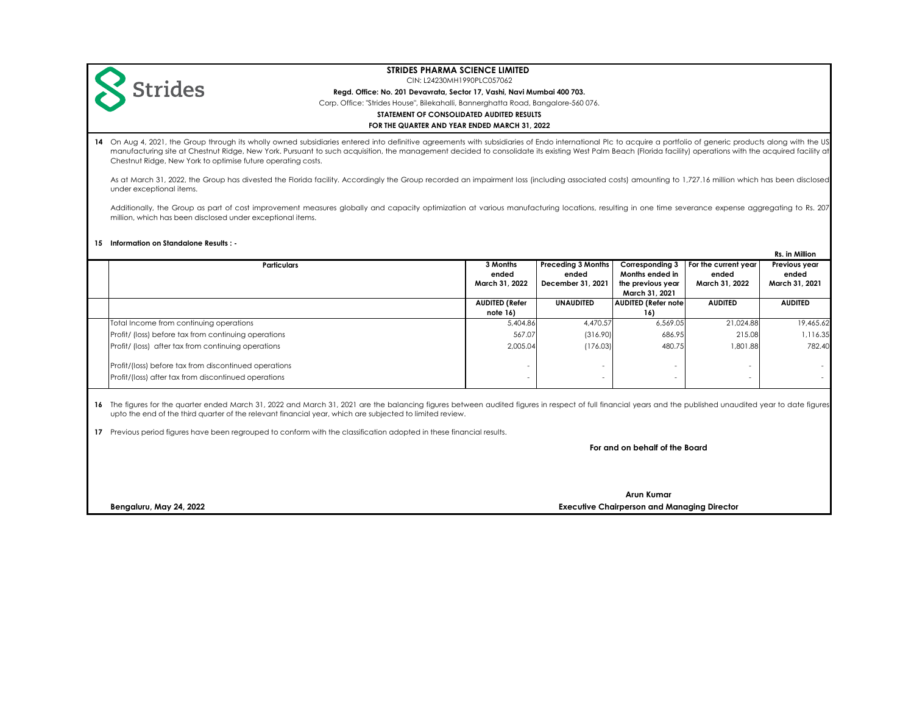# STRIDES PHARMA SCIENCE LIMITED

CIN: L24230MH1990PLC057062

**Regd. Office: No. 201 Devavrata, Sector 17, Vashi, Navi Mumbai 400 703.**

Corp. Office: "Strides House", Bilekahalli, Bannerghatta Road, Bangalore-560 076.

**STATEMENT OF CONSOLIDATED AUDITED RESULTS**

**FOR THE QUARTER AND YEAR ENDED MARCH 31, 2022**

**14** On Aug 4, 2021, the Group through its wholly owned subsidiaries entered into definitive agreements with subsidiaries of Endo international Plc to acquire a portfolio of generic products along with the US manufacturing site at Chestnut Ridge, New York. Pursuant to such acquisition, the management decided to consolidate its existing West Palm Beach (Florida facility) operations with the acquired facility at Chestnut Ridge, New York to optimise future operating costs.

As at March 31, 2022, the Group has divested the Florida facility. Accordingly the Group recorded an impairment loss (including associated costs) amounting to 1,727.16 million which has been disclosed under exceptional items.

Additionally, the Group as part of cost improvement measures globally and capacity optimization at various manufacturing locations, resulting in one time severance expense aggregating to Rs. 207 million, which has been disclosed under exceptional items.

**15 Information on Standalone Results : -**

**Rs. in Million**

| Particulars | 3 Months ended March 31, 2022 | Preceding 3 Months ended December 31, 2021 | Corresponding 3 Months ended in the previous year March 31, 2021 | For the current year ended March 31, 2022 | Previous year ended March 31, 2021 |
|---|---|---|---|---|---|
| | AUDITED (Refer note 16) | UNAUDITED | AUDITED (Refer note 16) | AUDITED | AUDITED |
| Total Income from continuing operations | 5,404.86 | 4,470.57 | 6,569.05 | 21,024.88 | 19,465.62 |
| Profit/ (loss) before tax from continuing operations | 567.07 | (316.90) | 686.95 | 215.08 | 1,116.35 |
| Profit/ (loss) after tax from continuing operations | 2,005.04 | (176.03) | 480.75 | 1,801.88 | 782.40 |
| Profit/(loss) before tax from discontinued operations | - | - | - | - | - |
| Profit/(loss) after tax from discontinued operations | - | - | - | - | - |

**16** The figures for the quarter ended March 31, 2022 and March 31, 2021 are the balancing figures between audited figures in respect of full financial years and the published unaudited year to date figures upto the end of the third quarter of the relevant financial year, which are subjected to limited review.

**17** Previous period figures have been regrouped to conform with the classification adopted in these financial results.

**For and on behalf of the Board**

**Arun Kumar**

**Executive Chairperson and Managing Director**

**Bengaluru, May 24, 2022**